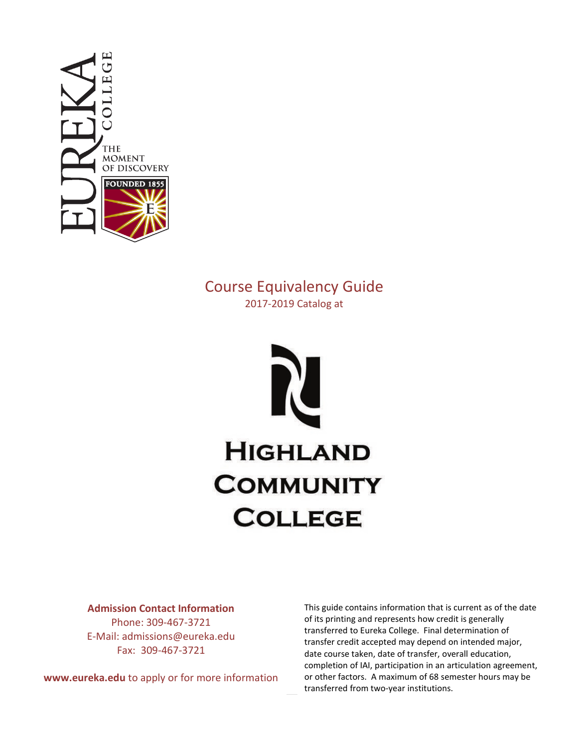EUREKA COLLEGE

THE MOMENT OF DISCOVERY

FOUNDED 1855

# Course Equivalency Guide

2017-2019 Catalog at

# Highland Community College

**Admission Contact Information**

Phone: 309-467-3721

E-Mail: admissions@eureka.edu

Fax: 309-467-3721

**www.eureka.edu** to apply or for more information

This guide contains information that is current as of the date of its printing and represents how credit is generally transferred to Eureka College. Final determination of transfer credit accepted may depend on intended major, date course taken, date of transfer, overall education, completion of IAI, participation in an articulation agreement, or other factors. A maximum of 68 semester hours may be transferred from two-year institutions.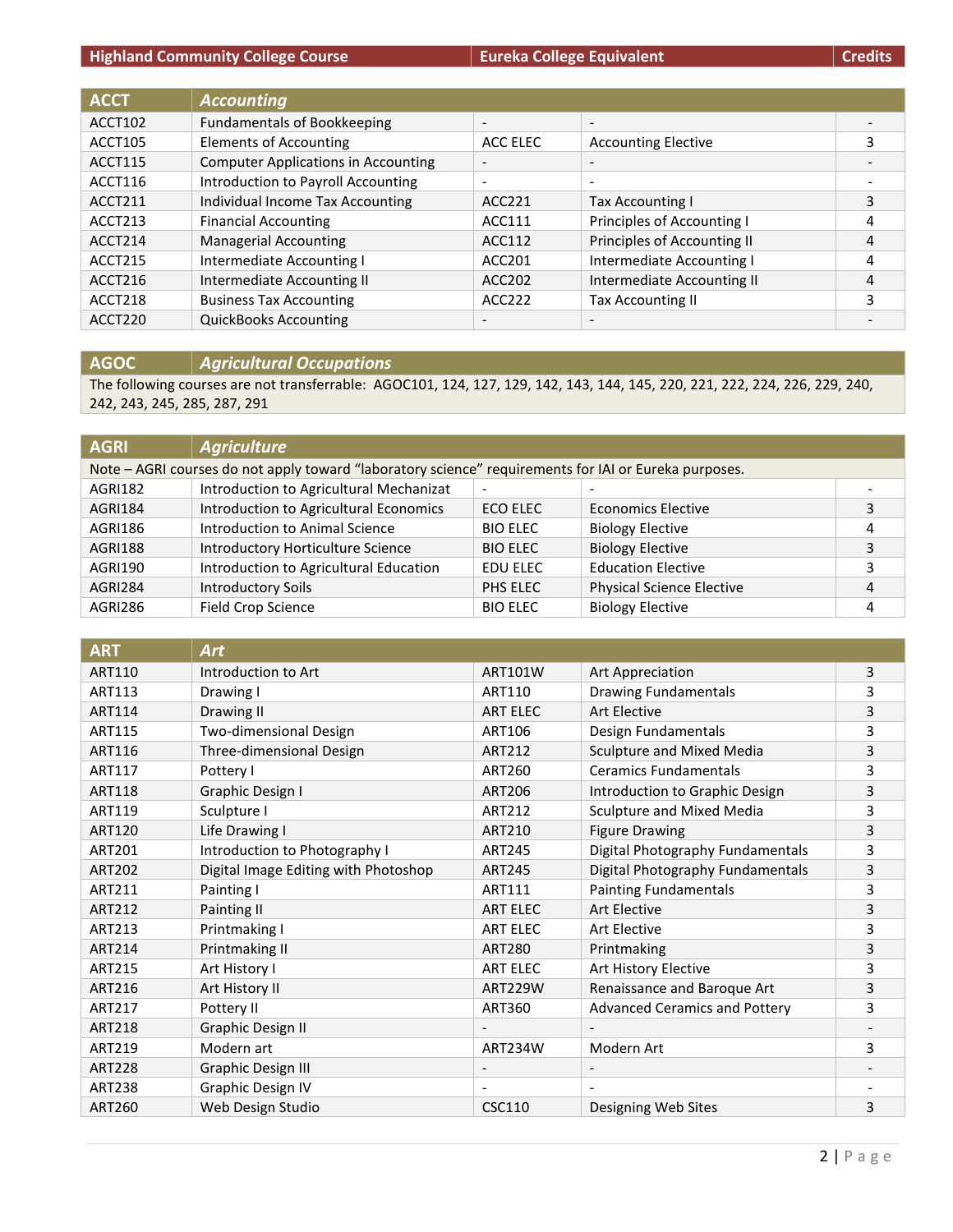| Highland Community College Course | | Eureka College Equivalent | | Credits |
|---|---|---|---|---|
| **ACCT** | ***Accounting*** | | | |
| ACCT102 | Fundamentals of Bookkeeping | - | - | - |
| ACCT105 | Elements of Accounting | ACC ELEC | Accounting Elective | 3 |
| ACCT115 | Computer Applications in Accounting | - | - | - |
| ACCT116 | Introduction to Payroll Accounting | - | - | - |
| ACCT211 | Individual Income Tax Accounting | ACC221 | Tax Accounting I | 3 |
| ACCT213 | Financial Accounting | ACC111 | Principles of Accounting I | 4 |
| ACCT214 | Managerial Accounting | ACC112 | Principles of Accounting II | 4 |
| ACCT215 | Intermediate Accounting I | ACC201 | Intermediate Accounting I | 4 |
| ACCT216 | Intermediate Accounting II | ACC202 | Intermediate Accounting II | 4 |
| ACCT218 | Business Tax Accounting | ACC222 | Tax Accounting II | 3 |
| ACCT220 | QuickBooks Accounting | - | - | - |
| **AGOC** | ***Agricultural Occupations*** | | | |
| The following courses are not transferrable: AGOC101, 124, 127, 129, 142, 143, 144, 145, 220, 221, 222, 224, 226, 229, 240, 242, 243, 245, 285, 287, 291 | | | | |
| **AGRI** | ***Agriculture*** | | | |
| Note – AGRI courses do not apply toward "laboratory science" requirements for IAI or Eureka purposes. | | | | |
| AGRI182 | Introduction to Agricultural Mechanizat | - | - | - |
| AGRI184 | Introduction to Agricultural Economics | ECO ELEC | Economics Elective | 3 |
| AGRI186 | Introduction to Animal Science | BIO ELEC | Biology Elective | 4 |
| AGRI188 | Introductory Horticulture Science | BIO ELEC | Biology Elective | 3 |
| AGRI190 | Introduction to Agricultural Education | EDU ELEC | Education Elective | 3 |
| AGRI284 | Introductory Soils | PHS ELEC | Physical Science Elective | 4 |
| AGRI286 | Field Crop Science | BIO ELEC | Biology Elective | 4 |
| **ART** | ***Art*** | | | |
| ART110 | Introduction to Art | ART101W | Art Appreciation | 3 |
| ART113 | Drawing I | ART110 | Drawing Fundamentals | 3 |
| ART114 | Drawing II | ART ELEC | Art Elective | 3 |
| ART115 | Two-dimensional Design | ART106 | Design Fundamentals | 3 |
| ART116 | Three-dimensional Design | ART212 | Sculpture and Mixed Media | 3 |
| ART117 | Pottery I | ART260 | Ceramics Fundamentals | 3 |
| ART118 | Graphic Design I | ART206 | Introduction to Graphic Design | 3 |
| ART119 | Sculpture I | ART212 | Sculpture and Mixed Media | 3 |
| ART120 | Life Drawing I | ART210 | Figure Drawing | 3 |
| ART201 | Introduction to Photography I | ART245 | Digital Photography Fundamentals | 3 |
| ART202 | Digital Image Editing with Photoshop | ART245 | Digital Photography Fundamentals | 3 |
| ART211 | Painting I | ART111 | Painting Fundamentals | 3 |
| ART212 | Painting II | ART ELEC | Art Elective | 3 |
| ART213 | Printmaking I | ART ELEC | Art Elective | 3 |
| ART214 | Printmaking II | ART280 | Printmaking | 3 |
| ART215 | Art History I | ART ELEC | Art History Elective | 3 |
| ART216 | Art History II | ART229W | Renaissance and Baroque Art | 3 |
| ART217 | Pottery II | ART360 | Advanced Ceramics and Pottery | 3 |
| ART218 | Graphic Design II | - | - | - |
| ART219 | Modern art | ART234W | Modern Art | 3 |
| ART228 | Graphic Design III | - | - | - |
| ART238 | Graphic Design IV | - | - | - |
| ART260 | Web Design Studio | CSC110 | Designing Web Sites | 3 |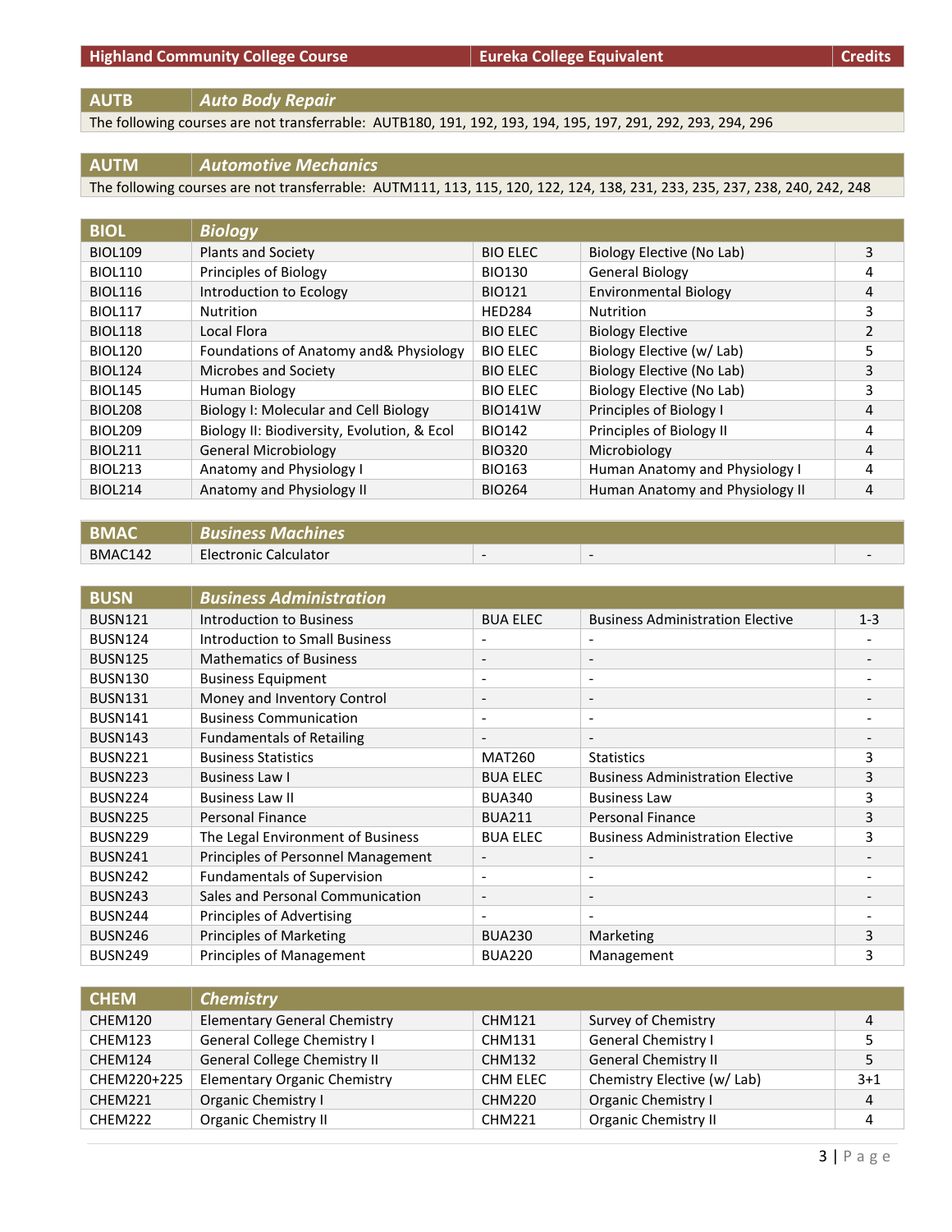| Highland Community College Course | | Eureka College Equivalent | | Credits |
|---|---|---|---|---|

## AUTB *Auto Body Repair*

The following courses are not transferrable: AUTB180, 191, 192, 193, 194, 195, 197, 291, 292, 293, 294, 296

## AUTM *Automotive Mechanics*

The following courses are not transferrable: AUTM111, 113, 115, 120, 122, 124, 138, 231, 233, 235, 237, 238, 240, 242, 248

## BIOL *Biology*

| Highland Community College Course | | Eureka College Equivalent | | Credits |
|---|---|---|---|---|
| BIOL109 | Plants and Society | BIO ELEC | Biology Elective (No Lab) | 3 |
| BIOL110 | Principles of Biology | BIO130 | General Biology | 4 |
| BIOL116 | Introduction to Ecology | BIO121 | Environmental Biology | 4 |
| BIOL117 | Nutrition | HED284 | Nutrition | 3 |
| BIOL118 | Local Flora | BIO ELEC | Biology Elective | 2 |
| BIOL120 | Foundations of Anatomy and& Physiology | BIO ELEC | Biology Elective (w/ Lab) | 5 |
| BIOL124 | Microbes and Society | BIO ELEC | Biology Elective (No Lab) | 3 |
| BIOL145 | Human Biology | BIO ELEC | Biology Elective (No Lab) | 3 |
| BIOL208 | Biology I: Molecular and Cell Biology | BIO141W | Principles of Biology I | 4 |
| BIOL209 | Biology II: Biodiversity, Evolution, & Ecol | BIO142 | Principles of Biology II | 4 |
| BIOL211 | General Microbiology | BIO320 | Microbiology | 4 |
| BIOL213 | Anatomy and Physiology I | BIO163 | Human Anatomy and Physiology I | 4 |
| BIOL214 | Anatomy and Physiology II | BIO264 | Human Anatomy and Physiology II | 4 |

## BMAC *Business Machines*

| Highland Community College Course | | Eureka College Equivalent | | Credits |
|---|---|---|---|---|
| BMAC142 | Electronic Calculator | - | - | - |

## BUSN *Business Administration*

| Highland Community College Course | | Eureka College Equivalent | | Credits |
|---|---|---|---|---|
| BUSN121 | Introduction to Business | BUA ELEC | Business Administration Elective | 1-3 |
| BUSN124 | Introduction to Small Business | - | - | - |
| BUSN125 | Mathematics of Business | - | - | - |
| BUSN130 | Business Equipment | - | - | - |
| BUSN131 | Money and Inventory Control | - | - | - |
| BUSN141 | Business Communication | - | - | - |
| BUSN143 | Fundamentals of Retailing | - | - | - |
| BUSN221 | Business Statistics | MAT260 | Statistics | 3 |
| BUSN223 | Business Law I | BUA ELEC | Business Administration Elective | 3 |
| BUSN224 | Business Law II | BUA340 | Business Law | 3 |
| BUSN225 | Personal Finance | BUA211 | Personal Finance | 3 |
| BUSN229 | The Legal Environment of Business | BUA ELEC | Business Administration Elective | 3 |
| BUSN241 | Principles of Personnel Management | - | - | - |
| BUSN242 | Fundamentals of Supervision | - | - | - |
| BUSN243 | Sales and Personal Communication | - | - | - |
| BUSN244 | Principles of Advertising | - | - | - |
| BUSN246 | Principles of Marketing | BUA230 | Marketing | 3 |
| BUSN249 | Principles of Management | BUA220 | Management | 3 |

## CHEM *Chemistry*

| Highland Community College Course | | Eureka College Equivalent | | Credits |
|---|---|---|---|---|
| CHEM120 | Elementary General Chemistry | CHM121 | Survey of Chemistry | 4 |
| CHEM123 | General College Chemistry I | CHM131 | General Chemistry I | 5 |
| CHEM124 | General College Chemistry II | CHM132 | General Chemistry II | 5 |
| CHEM220+225 | Elementary Organic Chemistry | CHM ELEC | Chemistry Elective (w/ Lab) | 3+1 |
| CHEM221 | Organic Chemistry I | CHM220 | Organic Chemistry I | 4 |
| CHEM222 | Organic Chemistry II | CHM221 | Organic Chemistry II | 4 |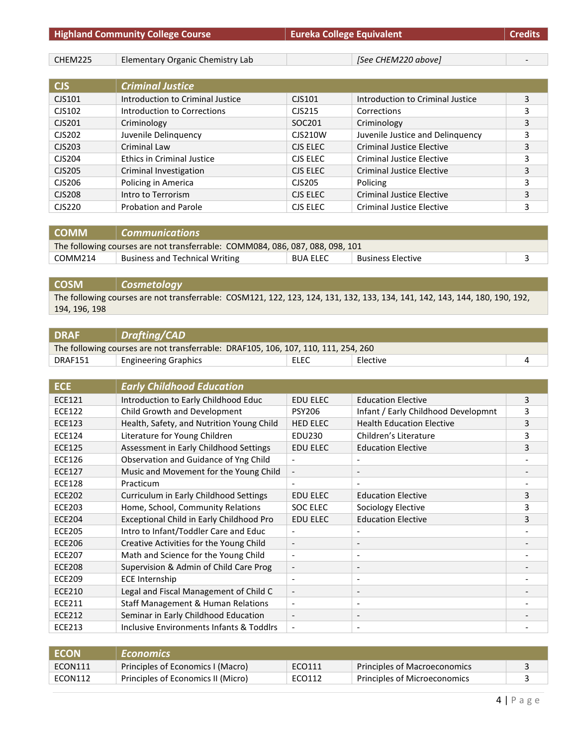| Highland Community College Course | | Eureka College Equivalent | | Credits |
|---|---|---|---|---|
| CHEM225 | Elementary Organic Chemistry Lab | | [See CHEM220 above] | - |
| **CJS** | ***Criminal Justice*** | | | |
| CJS101 | Introduction to Criminal Justice | CJS101 | Introduction to Criminal Justice | 3 |
| CJS102 | Introduction to Corrections | CJS215 | Corrections | 3 |
| CJS201 | Criminology | SOC201 | Criminology | 3 |
| CJS202 | Juvenile Delinquency | CJS210W | Juvenile Justice and Delinquency | 3 |
| CJS203 | Criminal Law | CJS ELEC | Criminal Justice Elective | 3 |
| CJS204 | Ethics in Criminal Justice | CJS ELEC | Criminal Justice Elective | 3 |
| CJS205 | Criminal Investigation | CJS ELEC | Criminal Justice Elective | 3 |
| CJS206 | Policing in America | CJS205 | Policing | 3 |
| CJS208 | Intro to Terrorism | CJS ELEC | Criminal Justice Elective | 3 |
| CJS220 | Probation and Parole | CJS ELEC | Criminal Justice Elective | 3 |
| **COMM** | ***Communications*** | | | |
| The following courses are not transferrable: COMM084, 086, 087, 088, 098, 101 | | | | |
| COMM214 | Business and Technical Writing | BUA ELEC | Business Elective | 3 |
| **COSM** | ***Cosmetology*** | | | |
| The following courses are not transferrable: COSM121, 122, 123, 124, 131, 132, 133, 134, 141, 142, 143, 144, 180, 190, 192, 194, 196, 198 | | | | |
| **DRAF** | ***Drafting/CAD*** | | | |
| The following courses are not transferrable: DRAF105, 106, 107, 110, 111, 254, 260 | | | | |
| DRAF151 | Engineering Graphics | ELEC | Elective | 4 |
| **ECE** | ***Early Childhood Education*** | | | |
| ECE121 | Introduction to Early Childhood Educ | EDU ELEC | Education Elective | 3 |
| ECE122 | Child Growth and Development | PSY206 | Infant / Early Childhood Developmnt | 3 |
| ECE123 | Health, Safety, and Nutrition Young Child | HED ELEC | Health Education Elective | 3 |
| ECE124 | Literature for Young Children | EDU230 | Children's Literature | 3 |
| ECE125 | Assessment in Early Childhood Settings | EDU ELEC | Education Elective | 3 |
| ECE126 | Observation and Guidance of Yng Child | - | - | - |
| ECE127 | Music and Movement for the Young Child | - | - | - |
| ECE128 | Practicum | - | - | - |
| ECE202 | Curriculum in Early Childhood Settings | EDU ELEC | Education Elective | 3 |
| ECE203 | Home, School, Community Relations | SOC ELEC | Sociology Elective | 3 |
| ECE204 | Exceptional Child in Early Childhood Pro | EDU ELEC | Education Elective | 3 |
| ECE205 | Intro to Infant/Toddler Care and Educ | - | - | - |
| ECE206 | Creative Activities for the Young Child | - | - | - |
| ECE207 | Math and Science for the Young Child | - | - | - |
| ECE208 | Supervision & Admin of Child Care Prog | - | - | - |
| ECE209 | ECE Internship | - | - | - |
| ECE210 | Legal and Fiscal Management of Child C | - | - | - |
| ECE211 | Staff Management & Human Relations | - | - | - |
| ECE212 | Seminar in Early Childhood Education | - | - | - |
| ECE213 | Inclusive Environments Infants & Toddlrs | - | - | - |
| **ECON** | ***Economics*** | | | |
| ECON111 | Principles of Economics I (Macro) | ECO111 | Principles of Macroeconomics | 3 |
| ECON112 | Principles of Economics II (Micro) | ECO112 | Principles of Microeconomics | 3 |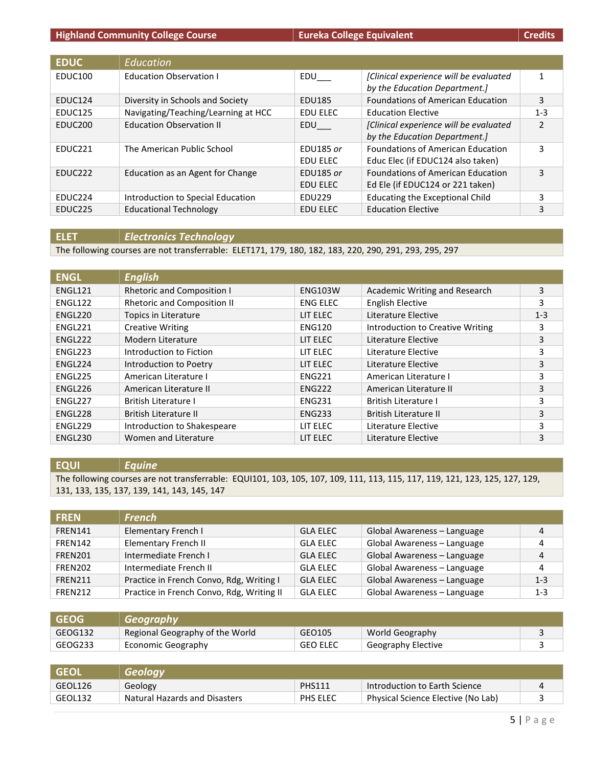| Highland Community College Course | | Eureka College Equivalent | | Credits |
|---|---|---|---|---|
| **EDUC** | ***Education*** | | | |
| EDUC100 | Education Observation I | EDU___ | *[Clinical experience will be evaluated by the Education Department.]* | 1 |
| EDUC124 | Diversity in Schools and Society | EDU185 | Foundations of American Education | 3 |
| EDUC125 | Navigating/Teaching/Learning at HCC | EDU ELEC | Education Elective | 1-3 |
| EDUC200 | Education Observation II | EDU___ | *[Clinical experience will be evaluated by the Education Department.]* | 2 |
| EDUC221 | The American Public School | EDU185 *or* EDU ELEC | Foundations of American Education Educ Elec (if EDUC124 also taken) | 3 |
| EDUC222 | Education as an Agent for Change | EDU185 *or* EDU ELEC | Foundations of American Education Ed Ele (if EDUC124 or 221 taken) | 3 |
| EDUC224 | Introduction to Special Education | EDU229 | Educating the Exceptional Child | 3 |
| EDUC225 | Educational Technology | EDU ELEC | Education Elective | 3 |

| **ELET** | ***Electronics Technology*** |
|---|---|
| The following courses are not transferrable: ELET171, 179, 180, 182, 183, 220, 290, 291, 293, 295, 297 | |

| **ENGL** | ***English*** | | | |
|---|---|---|---|---|
| ENGL121 | Rhetoric and Composition I | ENG103W | Academic Writing and Research | 3 |
| ENGL122 | Rhetoric and Composition II | ENG ELEC | English Elective | 3 |
| ENGL220 | Topics in Literature | LIT ELEC | Literature Elective | 1-3 |
| ENGL221 | Creative Writing | ENG120 | Introduction to Creative Writing | 3 |
| ENGL222 | Modern Literature | LIT ELEC | Literature Elective | 3 |
| ENGL223 | Introduction to Fiction | LIT ELEC | Literature Elective | 3 |
| ENGL224 | Introduction to Poetry | LIT ELEC | Literature Elective | 3 |
| ENGL225 | American Literature I | ENG221 | American Literature I | 3 |
| ENGL226 | American Literature II | ENG222 | American Literature II | 3 |
| ENGL227 | British Literature I | ENG231 | British Literature I | 3 |
| ENGL228 | British Literature II | ENG233 | British Literature II | 3 |
| ENGL229 | Introduction to Shakespeare | LIT ELEC | Literature Elective | 3 |
| ENGL230 | Women and Literature | LIT ELEC | Literature Elective | 3 |

| **EQUI** | ***Equine*** |
|---|---|
| The following courses are not transferrable: EQUI101, 103, 105, 107, 109, 111, 113, 115, 117, 119, 121, 123, 125, 127, 129, 131, 133, 135, 137, 139, 141, 143, 145, 147 | |

| **FREN** | ***French*** | | | |
|---|---|---|---|---|
| FREN141 | Elementary French I | GLA ELEC | Global Awareness – Language | 4 |
| FREN142 | Elementary French II | GLA ELEC | Global Awareness – Language | 4 |
| FREN201 | Intermediate French I | GLA ELEC | Global Awareness – Language | 4 |
| FREN202 | Intermediate French II | GLA ELEC | Global Awareness – Language | 4 |
| FREN211 | Practice in French Convo, Rdg, Writing I | GLA ELEC | Global Awareness – Language | 1-3 |
| FREN212 | Practice in French Convo, Rdg, Writing II | GLA ELEC | Global Awareness – Language | 1-3 |

| **GEOG** | ***Geography*** | | | |
|---|---|---|---|---|
| GEOG132 | Regional Geography of the World | GEO105 | World Geography | 3 |
| GEOG233 | Economic Geography | GEO ELEC | Geography Elective | 3 |

| **GEOL** | ***Geology*** | | | |
|---|---|---|---|---|
| GEOL126 | Geology | PHS111 | Introduction to Earth Science | 4 |
| GEOL132 | Natural Hazards and Disasters | PHS ELEC | Physical Science Elective (No Lab) | 3 |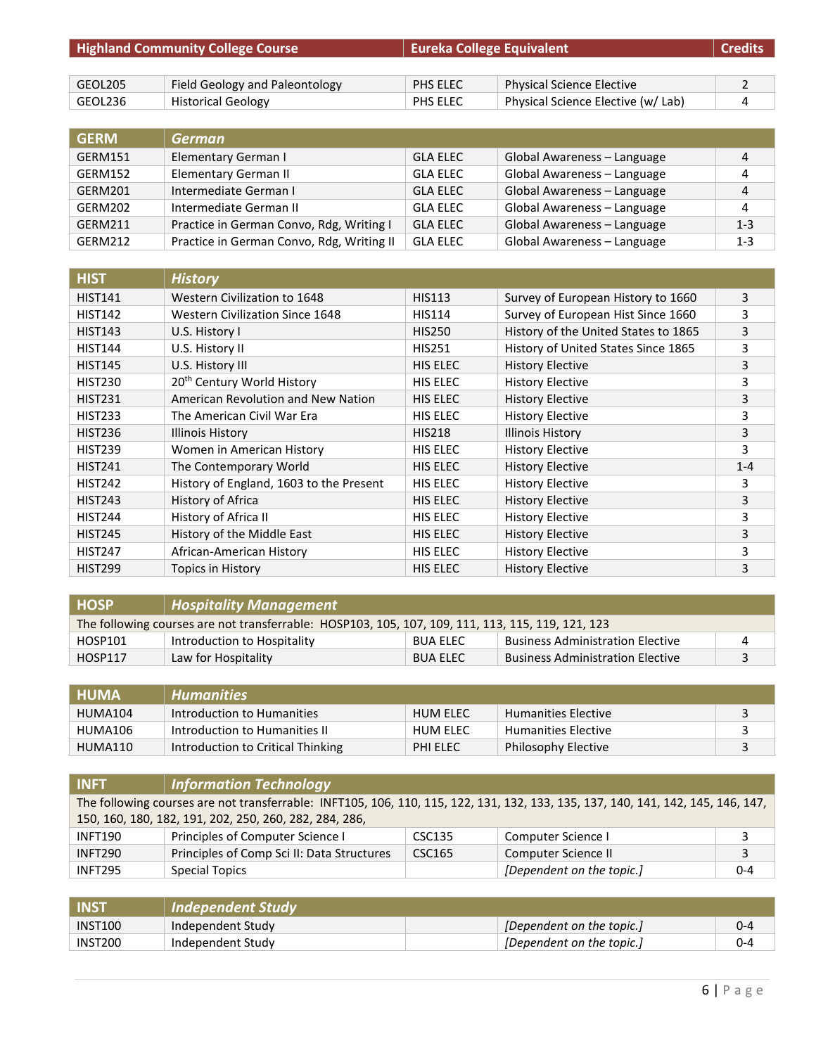| Highland Community College Course | | Eureka College Equivalent | | Credits |
|---|---|---|---|---|
| GEOL205 | Field Geology and Paleontology | PHS ELEC | Physical Science Elective | 2 |
| GEOL236 | Historical Geology | PHS ELEC | Physical Science Elective (w/ Lab) | 4 |

| GERM | *German* | | | |
|---|---|---|---|---|
| GERM151 | Elementary German I | GLA ELEC | Global Awareness – Language | 4 |
| GERM152 | Elementary German II | GLA ELEC | Global Awareness – Language | 4 |
| GERM201 | Intermediate German I | GLA ELEC | Global Awareness – Language | 4 |
| GERM202 | Intermediate German II | GLA ELEC | Global Awareness – Language | 4 |
| GERM211 | Practice in German Convo, Rdg, Writing I | GLA ELEC | Global Awareness – Language | 1-3 |
| GERM212 | Practice in German Convo, Rdg, Writing II | GLA ELEC | Global Awareness – Language | 1-3 |

| HIST | *History* | | | |
|---|---|---|---|---|
| HIST141 | Western Civilization to 1648 | HIS113 | Survey of European History to 1660 | 3 |
| HIST142 | Western Civilization Since 1648 | HIS114 | Survey of European Hist Since 1660 | 3 |
| HIST143 | U.S. History I | HIS250 | History of the United States to 1865 | 3 |
| HIST144 | U.S. History II | HIS251 | History of United States Since 1865 | 3 |
| HIST145 | U.S. History III | HIS ELEC | History Elective | 3 |
| HIST230 | 20th Century World History | HIS ELEC | History Elective | 3 |
| HIST231 | American Revolution and New Nation | HIS ELEC | History Elective | 3 |
| HIST233 | The American Civil War Era | HIS ELEC | History Elective | 3 |
| HIST236 | Illinois History | HIS218 | Illinois History | 3 |
| HIST239 | Women in American History | HIS ELEC | History Elective | 3 |
| HIST241 | The Contemporary World | HIS ELEC | History Elective | 1-4 |
| HIST242 | History of England, 1603 to the Present | HIS ELEC | History Elective | 3 |
| HIST243 | History of Africa | HIS ELEC | History Elective | 3 |
| HIST244 | History of Africa II | HIS ELEC | History Elective | 3 |
| HIST245 | History of the Middle East | HIS ELEC | History Elective | 3 |
| HIST247 | African-American History | HIS ELEC | History Elective | 3 |
| HIST299 | Topics in History | HIS ELEC | History Elective | 3 |

| HOSP | *Hospitality Management* | | | |
|---|---|---|---|---|
| The following courses are not transferrable: HOSP103, 105, 107, 109, 111, 113, 115, 119, 121, 123 | | | | |
| HOSP101 | Introduction to Hospitality | BUA ELEC | Business Administration Elective | 4 |
| HOSP117 | Law for Hospitality | BUA ELEC | Business Administration Elective | 3 |

| HUMA | *Humanities* | | | |
|---|---|---|---|---|
| HUMA104 | Introduction to Humanities | HUM ELEC | Humanities Elective | 3 |
| HUMA106 | Introduction to Humanities II | HUM ELEC | Humanities Elective | 3 |
| HUMA110 | Introduction to Critical Thinking | PHI ELEC | Philosophy Elective | 3 |

| INFT | *Information Technology* | | | |
|---|---|---|---|---|
| The following courses are not transferrable: INFT105, 106, 110, 115, 122, 131, 132, 133, 135, 137, 140, 141, 142, 145, 146, 147, 150, 160, 180, 182, 191, 202, 250, 260, 282, 284, 286, | | | | |
| INFT190 | Principles of Computer Science I | CSC135 | Computer Science I | 3 |
| INFT290 | Principles of Comp Sci II: Data Structures | CSC165 | Computer Science II | 3 |
| INFT295 | Special Topics | | *[Dependent on the topic.]* | 0-4 |

| INST | *Independent Study* | | | |
|---|---|---|---|---|
| INST100 | Independent Study | | *[Dependent on the topic.]* | 0-4 |
| INST200 | Independent Study | | *[Dependent on the topic.]* | 0-4 |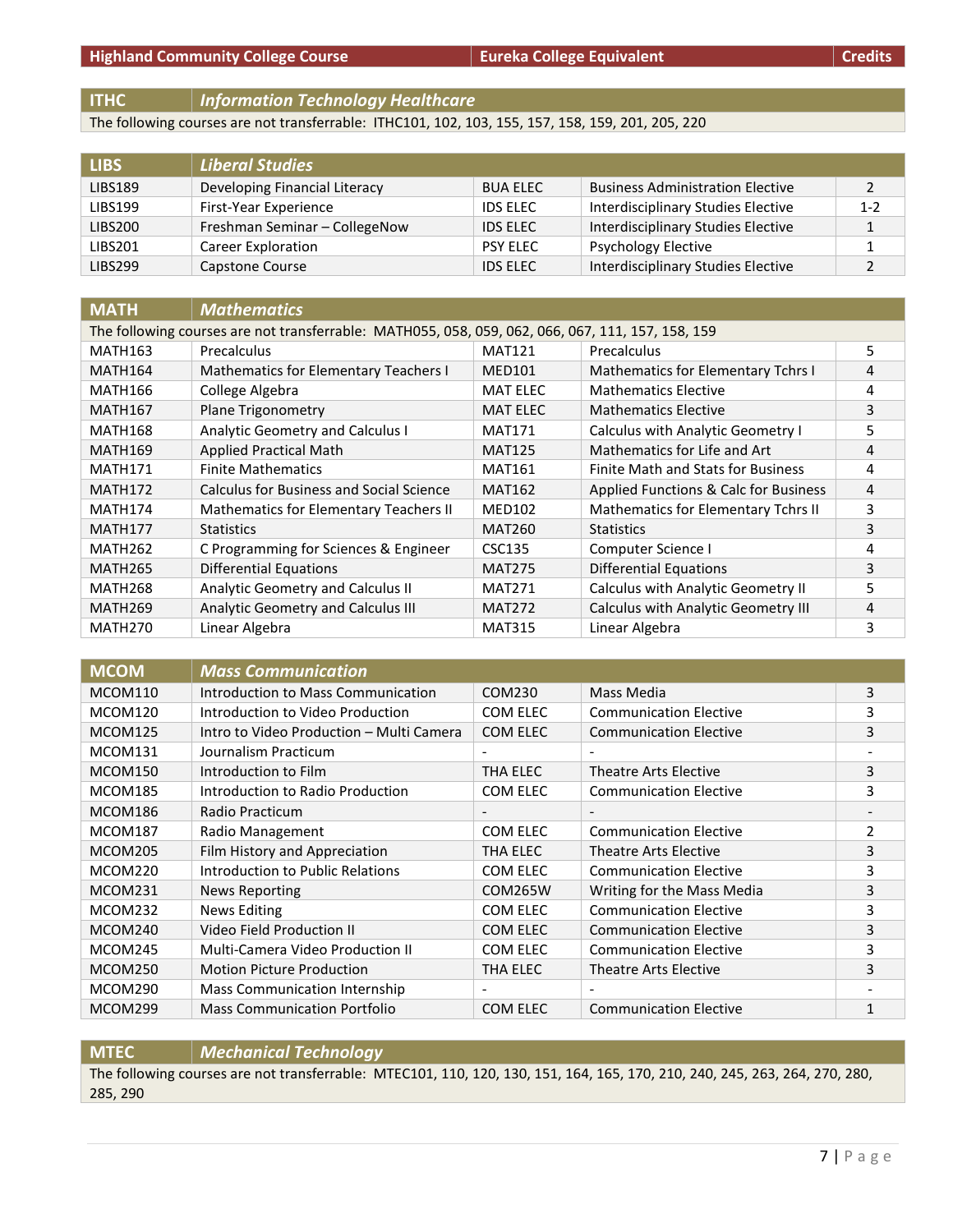| Highland Community College Course | | Eureka College Equivalent | | Credits |
|---|---|---|---|---|
| **ITHC** | ***Information Technology Healthcare*** | | | |
| The following courses are not transferrable: ITHC101, 102, 103, 155, 157, 158, 159, 201, 205, 220 | | | | |
| **LIBS** | ***Liberal Studies*** | | | |
| LIBS189 | Developing Financial Literacy | BUA ELEC | Business Administration Elective | 2 |
| LIBS199 | First-Year Experience | IDS ELEC | Interdisciplinary Studies Elective | 1-2 |
| LIBS200 | Freshman Seminar – CollegeNow | IDS ELEC | Interdisciplinary Studies Elective | 1 |
| LIBS201 | Career Exploration | PSY ELEC | Psychology Elective | 1 |
| LIBS299 | Capstone Course | IDS ELEC | Interdisciplinary Studies Elective | 2 |
| **MATH** | ***Mathematics*** | | | |
| The following courses are not transferrable: MATH055, 058, 059, 062, 066, 067, 111, 157, 158, 159 | | | | |
| MATH163 | Precalculus | MAT121 | Precalculus | 5 |
| MATH164 | Mathematics for Elementary Teachers I | MED101 | Mathematics for Elementary Tchrs I | 4 |
| MATH166 | College Algebra | MAT ELEC | Mathematics Elective | 4 |
| MATH167 | Plane Trigonometry | MAT ELEC | Mathematics Elective | 3 |
| MATH168 | Analytic Geometry and Calculus I | MAT171 | Calculus with Analytic Geometry I | 5 |
| MATH169 | Applied Practical Math | MAT125 | Mathematics for Life and Art | 4 |
| MATH171 | Finite Mathematics | MAT161 | Finite Math and Stats for Business | 4 |
| MATH172 | Calculus for Business and Social Science | MAT162 | Applied Functions & Calc for Business | 4 |
| MATH174 | Mathematics for Elementary Teachers II | MED102 | Mathematics for Elementary Tchrs II | 3 |
| MATH177 | Statistics | MAT260 | Statistics | 3 |
| MATH262 | C Programming for Sciences & Engineer | CSC135 | Computer Science I | 4 |
| MATH265 | Differential Equations | MAT275 | Differential Equations | 3 |
| MATH268 | Analytic Geometry and Calculus II | MAT271 | Calculus with Analytic Geometry II | 5 |
| MATH269 | Analytic Geometry and Calculus III | MAT272 | Calculus with Analytic Geometry III | 4 |
| MATH270 | Linear Algebra | MAT315 | Linear Algebra | 3 |
| **MCOM** | ***Mass Communication*** | | | |
| MCOM110 | Introduction to Mass Communication | COM230 | Mass Media | 3 |
| MCOM120 | Introduction to Video Production | COM ELEC | Communication Elective | 3 |
| MCOM125 | Intro to Video Production – Multi Camera | COM ELEC | Communication Elective | 3 |
| MCOM131 | Journalism Practicum | - | - | - |
| MCOM150 | Introduction to Film | THA ELEC | Theatre Arts Elective | 3 |
| MCOM185 | Introduction to Radio Production | COM ELEC | Communication Elective | 3 |
| MCOM186 | Radio Practicum | - | - | - |
| MCOM187 | Radio Management | COM ELEC | Communication Elective | 2 |
| MCOM205 | Film History and Appreciation | THA ELEC | Theatre Arts Elective | 3 |
| MCOM220 | Introduction to Public Relations | COM ELEC | Communication Elective | 3 |
| MCOM231 | News Reporting | COM265W | Writing for the Mass Media | 3 |
| MCOM232 | News Editing | COM ELEC | Communication Elective | 3 |
| MCOM240 | Video Field Production II | COM ELEC | Communication Elective | 3 |
| MCOM245 | Multi-Camera Video Production II | COM ELEC | Communication Elective | 3 |
| MCOM250 | Motion Picture Production | THA ELEC | Theatre Arts Elective | 3 |
| MCOM290 | Mass Communication Internship | - | - | - |
| MCOM299 | Mass Communication Portfolio | COM ELEC | Communication Elective | 1 |
| **MTEC** | ***Mechanical Technology*** | | | |
| The following courses are not transferrable: MTEC101, 110, 120, 130, 151, 164, 165, 170, 210, 240, 245, 263, 264, 270, 280, 285, 290 | | | | |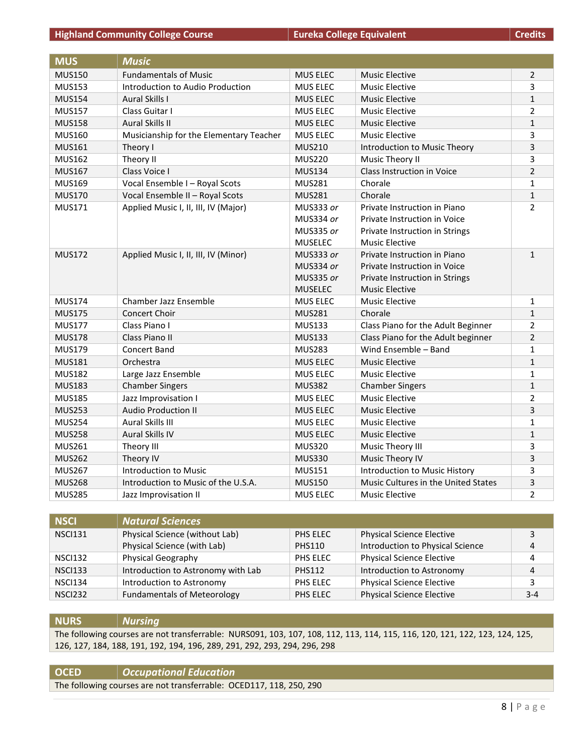| Highland Community College Course | | Eureka College Equivalent | | Credits |
|---|---|---|---|---|
| **MUS** | ***Music*** | | | |
| MUS150 | Fundamentals of Music | MUS ELEC | Music Elective | 2 |
| MUS153 | Introduction to Audio Production | MUS ELEC | Music Elective | 3 |
| MUS154 | Aural Skills I | MUS ELEC | Music Elective | 1 |
| MUS157 | Class Guitar I | MUS ELEC | Music Elective | 2 |
| MUS158 | Aural Skills II | MUS ELEC | Music Elective | 1 |
| MUS160 | Musicianship for the Elementary Teacher | MUS ELEC | Music Elective | 3 |
| MUS161 | Theory I | MUS210 | Introduction to Music Theory | 3 |
| MUS162 | Theory II | MUS220 | Music Theory II | 3 |
| MUS167 | Class Voice I | MUS134 | Class Instruction in Voice | 2 |
| MUS169 | Vocal Ensemble I – Royal Scots | MUS281 | Chorale | 1 |
| MUS170 | Vocal Ensemble II – Royal Scots | MUS281 | Chorale | 1 |
| MUS171 | Applied Music I, II, III, IV (Major) | MUS333 *or* MUS334 *or* MUS335 *or* MUSELEC | Private Instruction in Piano Private Instruction in Voice Private Instruction in Strings Music Elective | 2 |
| MUS172 | Applied Music I, II, III, IV (Minor) | MUS333 *or* MUS334 *or* MUS335 *or* MUSELEC | Private Instruction in Piano Private Instruction in Voice Private Instruction in Strings Music Elective | 1 |
| MUS174 | Chamber Jazz Ensemble | MUS ELEC | Music Elective | 1 |
| MUS175 | Concert Choir | MUS281 | Chorale | 1 |
| MUS177 | Class Piano I | MUS133 | Class Piano for the Adult Beginner | 2 |
| MUS178 | Class Piano II | MUS133 | Class Piano for the Adult beginner | 2 |
| MUS179 | Concert Band | MUS283 | Wind Ensemble – Band | 1 |
| MUS181 | Orchestra | MUS ELEC | Music Elective | 1 |
| MUS182 | Large Jazz Ensemble | MUS ELEC | Music Elective | 1 |
| MUS183 | Chamber Singers | MUS382 | Chamber Singers | 1 |
| MUS185 | Jazz Improvisation I | MUS ELEC | Music Elective | 2 |
| MUS253 | Audio Production II | MUS ELEC | Music Elective | 3 |
| MUS254 | Aural Skills III | MUS ELEC | Music Elective | 1 |
| MUS258 | Aural Skills IV | MUS ELEC | Music Elective | 1 |
| MUS261 | Theory III | MUS320 | Music Theory III | 3 |
| MUS262 | Theory IV | MUS330 | Music Theory IV | 3 |
| MUS267 | Introduction to Music | MUS151 | Introduction to Music History | 3 |
| MUS268 | Introduction to Music of the U.S.A. | MUS150 | Music Cultures in the United States | 3 |
| MUS285 | Jazz Improvisation II | MUS ELEC | Music Elective | 2 |

| **NSCI** | ***Natural Sciences*** | | | |
|---|---|---|---|---|
| NSCI131 | Physical Science (without Lab) Physical Science (with Lab) | PHS ELEC PHS110 | Physical Science Elective Introduction to Physical Science | 3 4 |
| NSCI132 | Physical Geography | PHS ELEC | Physical Science Elective | 4 |
| NSCI133 | Introduction to Astronomy with Lab | PHS112 | Introduction to Astronomy | 4 |
| NSCI134 | Introduction to Astronomy | PHS ELEC | Physical Science Elective | 3 |
| NSCI232 | Fundamentals of Meteorology | PHS ELEC | Physical Science Elective | 3-4 |

| **NURS** | ***Nursing*** |
|---|---|
| The following courses are not transferrable: NURS091, 103, 107, 108, 112, 113, 114, 115, 116, 120, 121, 122, 123, 124, 125, 126, 127, 184, 188, 191, 192, 194, 196, 289, 291, 292, 293, 294, 296, 298 | |

| **OCED** | ***Occupational Education*** |
|---|---|
| The following courses are not transferrable: OCED117, 118, 250, 290 | |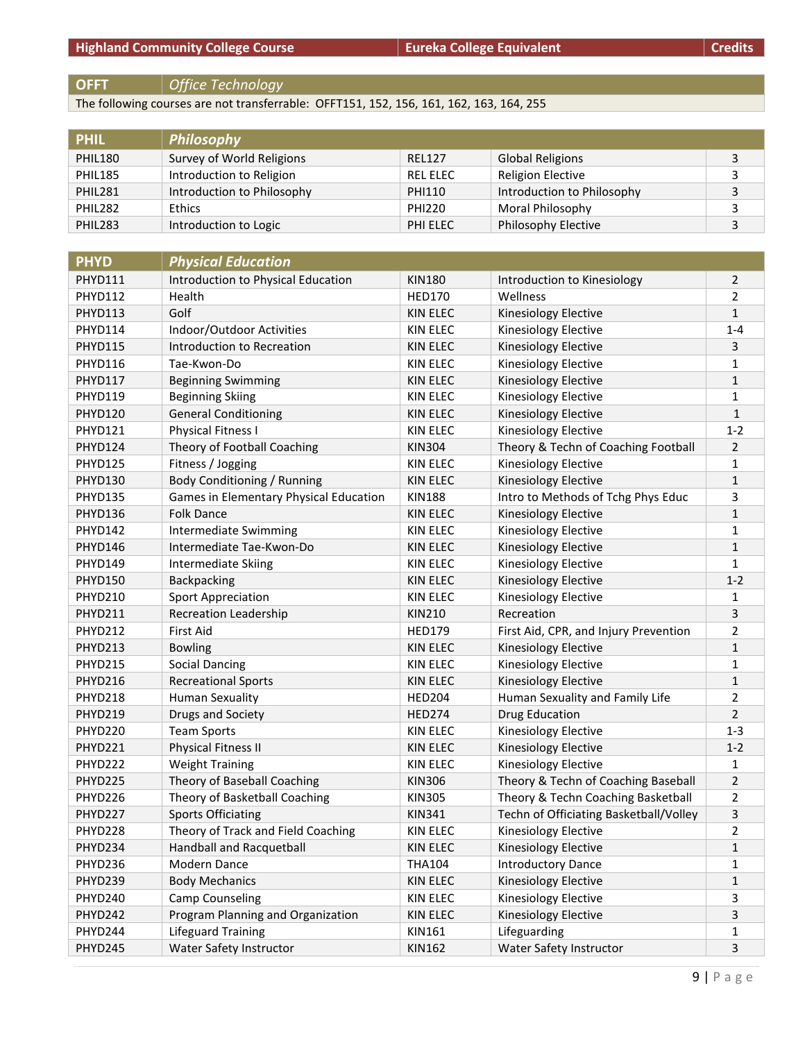| Highland Community College Course | | Eureka College Equivalent | | Credits |
|---|---|---|---|---|

| **OFFT** | ***Office Technology*** |
|---|---|
| The following courses are not transferrable: OFFT151, 152, 156, 161, 162, 163, 164, 255 | |

| **PHIL** | ***Philosophy*** | | | |
|---|---|---|---|---|
| PHIL180 | Survey of World Religions | REL127 | Global Religions | 3 |
| PHIL185 | Introduction to Religion | REL ELEC | Religion Elective | 3 |
| PHIL281 | Introduction to Philosophy | PHI110 | Introduction to Philosophy | 3 |
| PHIL282 | Ethics | PHI220 | Moral Philosophy | 3 |
| PHIL283 | Introduction to Logic | PHI ELEC | Philosophy Elective | 3 |

| **PHYD** | ***Physical Education*** | | | |
|---|---|---|---|---|
| PHYD111 | Introduction to Physical Education | KIN180 | Introduction to Kinesiology | 2 |
| PHYD112 | Health | HED170 | Wellness | 2 |
| PHYD113 | Golf | KIN ELEC | Kinesiology Elective | 1 |
| PHYD114 | Indoor/Outdoor Activities | KIN ELEC | Kinesiology Elective | 1-4 |
| PHYD115 | Introduction to Recreation | KIN ELEC | Kinesiology Elective | 3 |
| PHYD116 | Tae-Kwon-Do | KIN ELEC | Kinesiology Elective | 1 |
| PHYD117 | Beginning Swimming | KIN ELEC | Kinesiology Elective | 1 |
| PHYD119 | Beginning Skiing | KIN ELEC | Kinesiology Elective | 1 |
| PHYD120 | General Conditioning | KIN ELEC | Kinesiology Elective | 1 |
| PHYD121 | Physical Fitness I | KIN ELEC | Kinesiology Elective | 1-2 |
| PHYD124 | Theory of Football Coaching | KIN304 | Theory & Techn of Coaching Football | 2 |
| PHYD125 | Fitness / Jogging | KIN ELEC | Kinesiology Elective | 1 |
| PHYD130 | Body Conditioning / Running | KIN ELEC | Kinesiology Elective | 1 |
| PHYD135 | Games in Elementary Physical Education | KIN188 | Intro to Methods of Tchg Phys Educ | 3 |
| PHYD136 | Folk Dance | KIN ELEC | Kinesiology Elective | 1 |
| PHYD142 | Intermediate Swimming | KIN ELEC | Kinesiology Elective | 1 |
| PHYD146 | Intermediate Tae-Kwon-Do | KIN ELEC | Kinesiology Elective | 1 |
| PHYD149 | Intermediate Skiing | KIN ELEC | Kinesiology Elective | 1 |
| PHYD150 | Backpacking | KIN ELEC | Kinesiology Elective | 1-2 |
| PHYD210 | Sport Appreciation | KIN ELEC | Kinesiology Elective | 1 |
| PHYD211 | Recreation Leadership | KIN210 | Recreation | 3 |
| PHYD212 | First Aid | HED179 | First Aid, CPR, and Injury Prevention | 2 |
| PHYD213 | Bowling | KIN ELEC | Kinesiology Elective | 1 |
| PHYD215 | Social Dancing | KIN ELEC | Kinesiology Elective | 1 |
| PHYD216 | Recreational Sports | KIN ELEC | Kinesiology Elective | 1 |
| PHYD218 | Human Sexuality | HED204 | Human Sexuality and Family Life | 2 |
| PHYD219 | Drugs and Society | HED274 | Drug Education | 2 |
| PHYD220 | Team Sports | KIN ELEC | Kinesiology Elective | 1-3 |
| PHYD221 | Physical Fitness II | KIN ELEC | Kinesiology Elective | 1-2 |
| PHYD222 | Weight Training | KIN ELEC | Kinesiology Elective | 1 |
| PHYD225 | Theory of Baseball Coaching | KIN306 | Theory & Techn of Coaching Baseball | 2 |
| PHYD226 | Theory of Basketball Coaching | KIN305 | Theory & Techn Coaching Basketball | 2 |
| PHYD227 | Sports Officiating | KIN341 | Techn of Officiating Basketball/Volley | 3 |
| PHYD228 | Theory of Track and Field Coaching | KIN ELEC | Kinesiology Elective | 2 |
| PHYD234 | Handball and Racquetball | KIN ELEC | Kinesiology Elective | 1 |
| PHYD236 | Modern Dance | THA104 | Introductory Dance | 1 |
| PHYD239 | Body Mechanics | KIN ELEC | Kinesiology Elective | 1 |
| PHYD240 | Camp Counseling | KIN ELEC | Kinesiology Elective | 3 |
| PHYD242 | Program Planning and Organization | KIN ELEC | Kinesiology Elective | 3 |
| PHYD244 | Lifeguard Training | KIN161 | Lifeguarding | 1 |
| PHYD245 | Water Safety Instructor | KIN162 | Water Safety Instructor | 3 |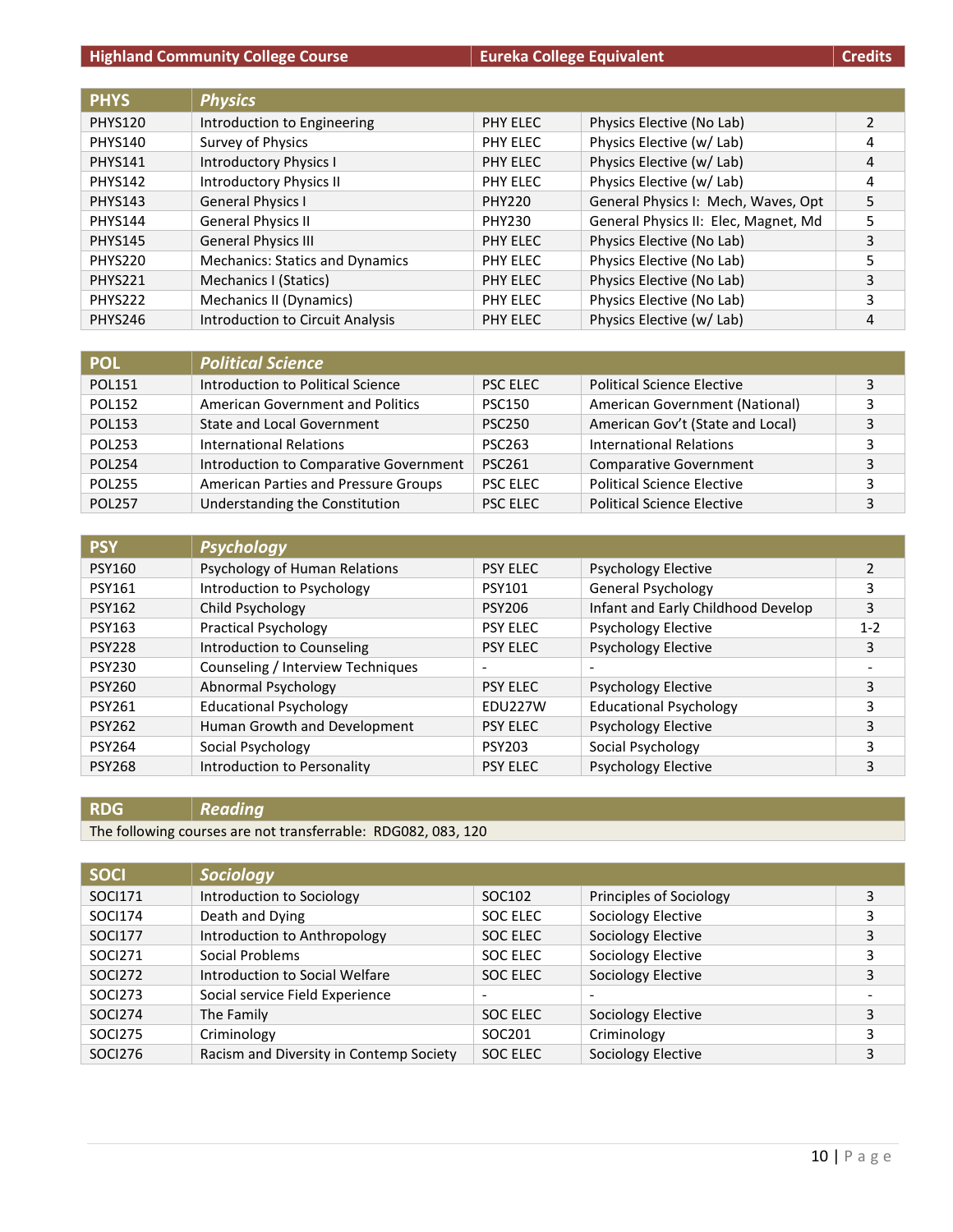| Highland Community College Course | | Eureka College Equivalent | | Credits |
|---|---|---|---|---|
| **PHYS** | ***Physics*** | | | |
| PHYS120 | Introduction to Engineering | PHY ELEC | Physics Elective (No Lab) | 2 |
| PHYS140 | Survey of Physics | PHY ELEC | Physics Elective (w/ Lab) | 4 |
| PHYS141 | Introductory Physics I | PHY ELEC | Physics Elective (w/ Lab) | 4 |
| PHYS142 | Introductory Physics II | PHY ELEC | Physics Elective (w/ Lab) | 4 |
| PHYS143 | General Physics I | PHY220 | General Physics I: Mech, Waves, Opt | 5 |
| PHYS144 | General Physics II | PHY230 | General Physics II: Elec, Magnet, Md | 5 |
| PHYS145 | General Physics III | PHY ELEC | Physics Elective (No Lab) | 3 |
| PHYS220 | Mechanics: Statics and Dynamics | PHY ELEC | Physics Elective (No Lab) | 5 |
| PHYS221 | Mechanics I (Statics) | PHY ELEC | Physics Elective (No Lab) | 3 |
| PHYS222 | Mechanics II (Dynamics) | PHY ELEC | Physics Elective (No Lab) | 3 |
| PHYS246 | Introduction to Circuit Analysis | PHY ELEC | Physics Elective (w/ Lab) | 4 |
| **POL** | ***Political Science*** | | | |
| POL151 | Introduction to Political Science | PSC ELEC | Political Science Elective | 3 |
| POL152 | American Government and Politics | PSC150 | American Government (National) | 3 |
| POL153 | State and Local Government | PSC250 | American Gov't (State and Local) | 3 |
| POL253 | International Relations | PSC263 | International Relations | 3 |
| POL254 | Introduction to Comparative Government | PSC261 | Comparative Government | 3 |
| POL255 | American Parties and Pressure Groups | PSC ELEC | Political Science Elective | 3 |
| POL257 | Understanding the Constitution | PSC ELEC | Political Science Elective | 3 |
| **PSY** | ***Psychology*** | | | |
| PSY160 | Psychology of Human Relations | PSY ELEC | Psychology Elective | 2 |
| PSY161 | Introduction to Psychology | PSY101 | General Psychology | 3 |
| PSY162 | Child Psychology | PSY206 | Infant and Early Childhood Develop | 3 |
| PSY163 | Practical Psychology | PSY ELEC | Psychology Elective | 1-2 |
| PSY228 | Introduction to Counseling | PSY ELEC | Psychology Elective | 3 |
| PSY230 | Counseling / Interview Techniques | - | - | - |
| PSY260 | Abnormal Psychology | PSY ELEC | Psychology Elective | 3 |
| PSY261 | Educational Psychology | EDU227W | Educational Psychology | 3 |
| PSY262 | Human Growth and Development | PSY ELEC | Psychology Elective | 3 |
| PSY264 | Social Psychology | PSY203 | Social Psychology | 3 |
| PSY268 | Introduction to Personality | PSY ELEC | Psychology Elective | 3 |
| **RDG** | ***Reading*** | | | |
| The following courses are not transferrable: RDG082, 083, 120 | | | | |
| **SOCI** | ***Sociology*** | | | |
| SOCI171 | Introduction to Sociology | SOC102 | Principles of Sociology | 3 |
| SOCI174 | Death and Dying | SOC ELEC | Sociology Elective | 3 |
| SOCI177 | Introduction to Anthropology | SOC ELEC | Sociology Elective | 3 |
| SOCI271 | Social Problems | SOC ELEC | Sociology Elective | 3 |
| SOCI272 | Introduction to Social Welfare | SOC ELEC | Sociology Elective | 3 |
| SOCI273 | Social service Field Experience | - | - | - |
| SOCI274 | The Family | SOC ELEC | Sociology Elective | 3 |
| SOCI275 | Criminology | SOC201 | Criminology | 3 |
| SOCI276 | Racism and Diversity in Contemp Society | SOC ELEC | Sociology Elective | 3 |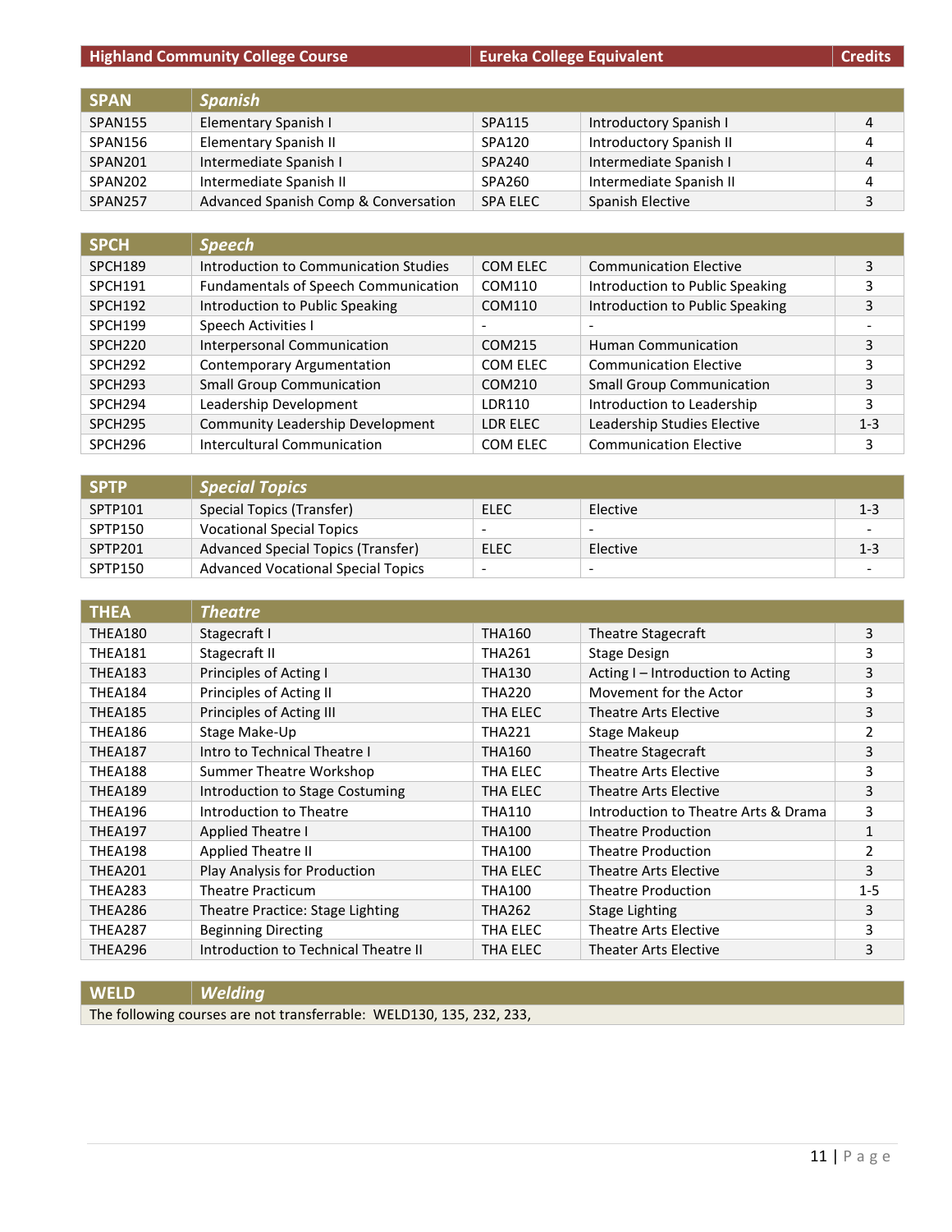| Highland Community College Course | | Eureka College Equivalent | | Credits |
|---|---|---|---|---|
| **SPAN** | ***Spanish*** | | | |
| SPAN155 | Elementary Spanish I | SPA115 | Introductory Spanish I | 4 |
| SPAN156 | Elementary Spanish II | SPA120 | Introductory Spanish II | 4 |
| SPAN201 | Intermediate Spanish I | SPA240 | Intermediate Spanish I | 4 |
| SPAN202 | Intermediate Spanish II | SPA260 | Intermediate Spanish II | 4 |
| SPAN257 | Advanced Spanish Comp & Conversation | SPA ELEC | Spanish Elective | 3 |
| **SPCH** | ***Speech*** | | | |
| SPCH189 | Introduction to Communication Studies | COM ELEC | Communication Elective | 3 |
| SPCH191 | Fundamentals of Speech Communication | COM110 | Introduction to Public Speaking | 3 |
| SPCH192 | Introduction to Public Speaking | COM110 | Introduction to Public Speaking | 3 |
| SPCH199 | Speech Activities I | - | - | - |
| SPCH220 | Interpersonal Communication | COM215 | Human Communication | 3 |
| SPCH292 | Contemporary Argumentation | COM ELEC | Communication Elective | 3 |
| SPCH293 | Small Group Communication | COM210 | Small Group Communication | 3 |
| SPCH294 | Leadership Development | LDR110 | Introduction to Leadership | 3 |
| SPCH295 | Community Leadership Development | LDR ELEC | Leadership Studies Elective | 1-3 |
| SPCH296 | Intercultural Communication | COM ELEC | Communication Elective | 3 |
| **SPTP** | ***Special Topics*** | | | |
| SPTP101 | Special Topics (Transfer) | ELEC | Elective | 1-3 |
| SPTP150 | Vocational Special Topics | - | - | - |
| SPTP201 | Advanced Special Topics (Transfer) | ELEC | Elective | 1-3 |
| SPTP150 | Advanced Vocational Special Topics | - | - | - |
| **THEA** | ***Theatre*** | | | |
| THEA180 | Stagecraft I | THA160 | Theatre Stagecraft | 3 |
| THEA181 | Stagecraft II | THA261 | Stage Design | 3 |
| THEA183 | Principles of Acting I | THA130 | Acting I – Introduction to Acting | 3 |
| THEA184 | Principles of Acting II | THA220 | Movement for the Actor | 3 |
| THEA185 | Principles of Acting III | THA ELEC | Theatre Arts Elective | 3 |
| THEA186 | Stage Make-Up | THA221 | Stage Makeup | 2 |
| THEA187 | Intro to Technical Theatre I | THA160 | Theatre Stagecraft | 3 |
| THEA188 | Summer Theatre Workshop | THA ELEC | Theatre Arts Elective | 3 |
| THEA189 | Introduction to Stage Costuming | THA ELEC | Theatre Arts Elective | 3 |
| THEA196 | Introduction to Theatre | THA110 | Introduction to Theatre Arts & Drama | 3 |
| THEA197 | Applied Theatre I | THA100 | Theatre Production | 1 |
| THEA198 | Applied Theatre II | THA100 | Theatre Production | 2 |
| THEA201 | Play Analysis for Production | THA ELEC | Theatre Arts Elective | 3 |
| THEA283 | Theatre Practicum | THA100 | Theatre Production | 1-5 |
| THEA286 | Theatre Practice: Stage Lighting | THA262 | Stage Lighting | 3 |
| THEA287 | Beginning Directing | THA ELEC | Theatre Arts Elective | 3 |
| THEA296 | Introduction to Technical Theatre II | THA ELEC | Theater Arts Elective | 3 |
| **WELD** | ***Welding*** | | | |
| The following courses are not transferrable: WELD130, 135, 232, 233, | | | | |